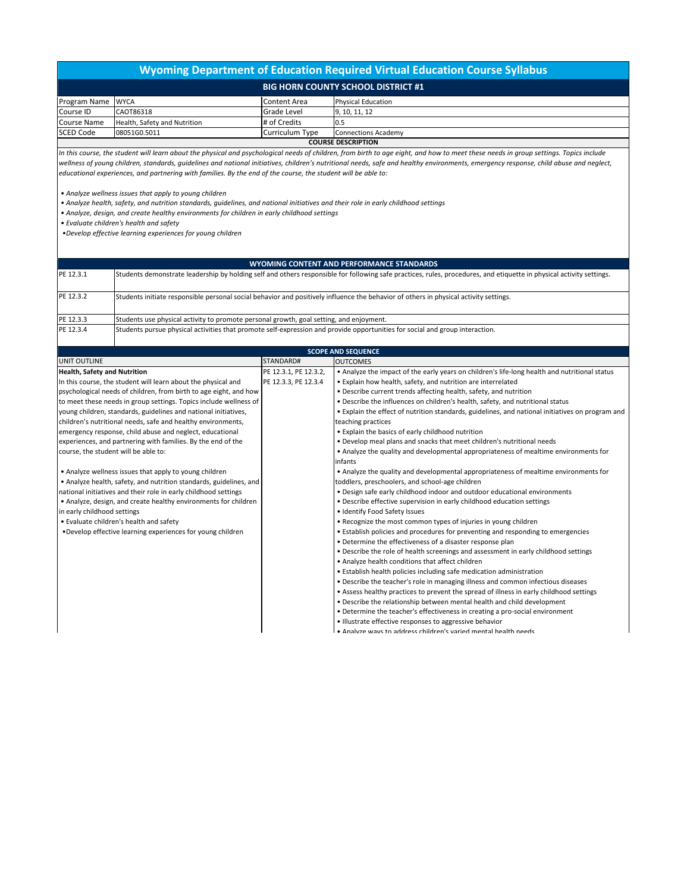# Wyoming Department of Education Required Virtual Education Course Syllabus

## BIG HORN COUNTY SCHOOL DISTRICT #1

| | | | |
|---|---|---|---|
| Program Name | WYCA | Content Area | Physical Education |
| Course ID | CAOT86318 | Grade Level | 9, 10, 11, 12 |
| Course Name | Health, Safety and Nutrition | # of Credits | 0.5 |
| SCED Code | 08051G0.5011 | Curriculum Type | Connections Academy |

### COURSE DESCRIPTION

*In this course, the student will learn about the physical and psychological needs of children, from birth to age eight, and how to meet these needs in group settings. Topics include wellness of young children, standards, guidelines and national initiatives, children's nutritional needs, safe and healthy environments, emergency response, child abuse and neglect, educational experiences, and partnering with families. By the end of the course, the student will be able to:*

- *Analyze wellness issues that apply to young children*
- *Analyze health, safety, and nutrition standards, guidelines, and national initiatives and their role in early childhood settings*
- *Analyze, design, and create healthy environments for children in early childhood settings*
- *Evaluate children's health and safety*
- *Develop effective learning experiences for young children*

### WYOMING CONTENT AND PERFORMANCE STANDARDS

| | |
|---|---|
| PE 12.3.1 | Students demonstrate leadership by holding self and others responsible for following safe practices, rules, procedures, and etiquette in physical activity settings. |
| PE 12.3.2 | Students initiate responsible personal social behavior and positively influence the behavior of others in physical activity settings. |
| PE 12.3.3 | Students use physical activity to promote personal growth, goal setting, and enjoyment. |
| PE 12.3.4 | Students pursue physical activities that promote self-expression and provide opportunities for social and group interaction. |

### SCOPE AND SEQUENCE

| UNIT OUTLINE | STANDARD# | OUTCOMES |
|---|---|---|
| **Health, Safety and Nutrition**<br>In this course, the student will learn about the physical and psychological needs of children, from birth to age eight, and how to meet these needs in group settings. Topics include wellness of young children, standards, guidelines and national initiatives, children's nutritional needs, safe and healthy environments, emergency response, child abuse and neglect, educational experiences, and partnering with families. By the end of the course, the student will be able to:<br><br>• Analyze wellness issues that apply to young children<br>• Analyze health, safety, and nutrition standards, guidelines, and national initiatives and their role in early childhood settings<br>• Analyze, design, and create healthy environments for children in early childhood settings<br>• Evaluate children's health and safety<br>•Develop effective learning experiences for young children | PE 12.3.1, PE 12.3.2, PE 12.3.3, PE 12.3.4 | • Analyze the impact of the early years on children's life-long health and nutritional status<br>• Explain how health, safety, and nutrition are interrelated<br>• Describe current trends affecting health, safety, and nutrition<br>• Describe the influences on children's health, safety, and nutritional status<br>• Explain the effect of nutrition standards, guidelines, and national initiatives on program and teaching practices<br>• Explain the basics of early childhood nutrition<br>• Develop meal plans and snacks that meet children's nutritional needs<br>• Analyze the quality and developmental appropriateness of mealtime environments for infants<br>• Analyze the quality and developmental appropriateness of mealtime environments for toddlers, preschoolers, and school-age children<br>• Design safe early childhood indoor and outdoor educational environments<br>• Describe effective supervision in early childhood education settings<br>• Identify Food Safety Issues<br>• Recognize the most common types of injuries in young children<br>• Establish policies and procedures for preventing and responding to emergencies<br>• Determine the effectiveness of a disaster response plan<br>• Describe the role of health screenings and assessment in early childhood settings<br>• Analyze health conditions that affect children<br>• Establish health policies including safe medication administration<br>• Describe the teacher's role in managing illness and common infectious diseases<br>• Assess healthy practices to prevent the spread of illness in early childhood settings<br>• Describe the relationship between mental health and child development<br>• Determine the teacher's effectiveness in creating a pro-social environment<br>• Illustrate effective responses to aggressive behavior<br>• Analyze ways to address children's varied mental health needs |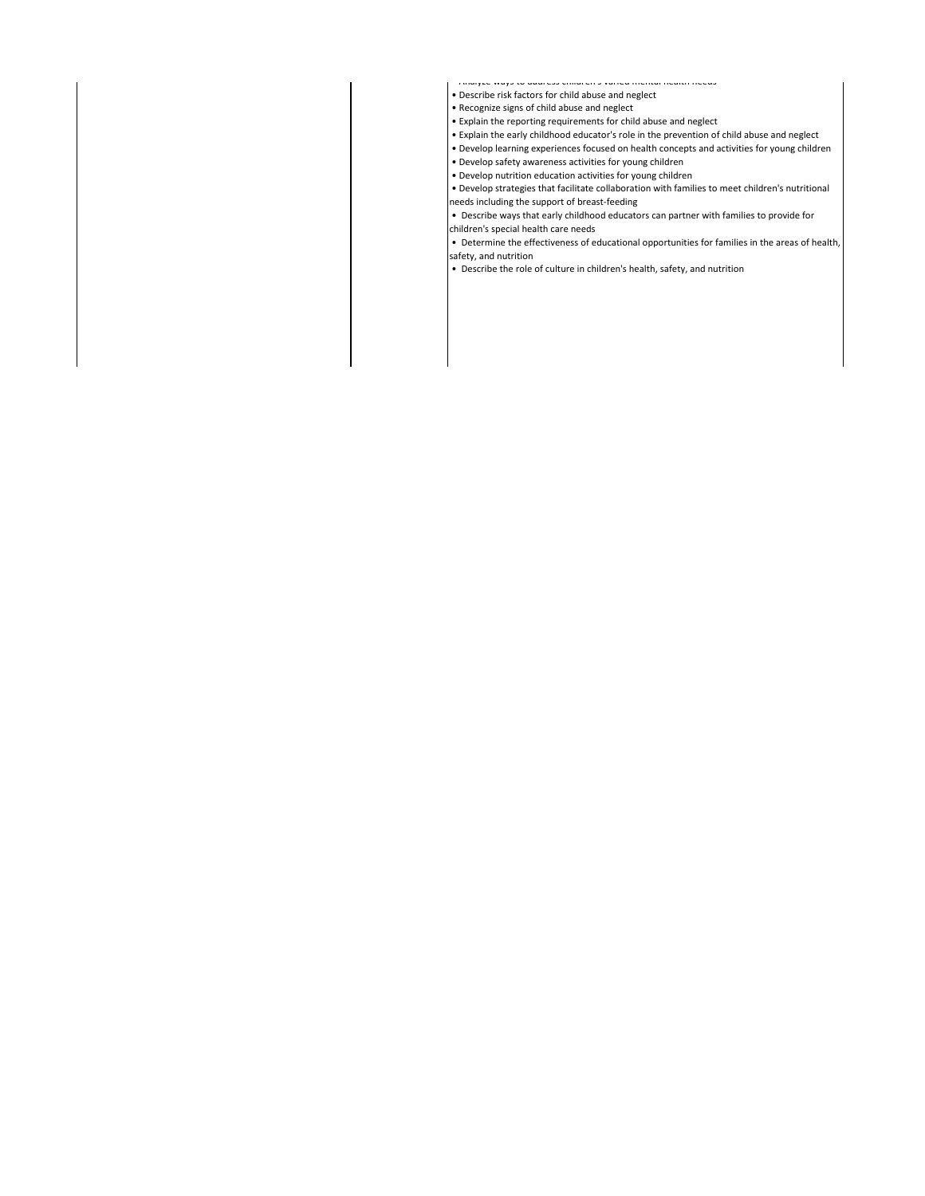| | | |
|---|---|---|
| | | • Analyze ways to address children's varied mental health needs<br>• Describe risk factors for child abuse and neglect<br>• Recognize signs of child abuse and neglect<br>• Explain the reporting requirements for child abuse and neglect<br>• Explain the early childhood educator's role in the prevention of child abuse and neglect<br>• Develop learning experiences focused on health concepts and activities for young children<br>• Develop safety awareness activities for young children<br>• Develop nutrition education activities for young children<br>• Develop strategies that facilitate collaboration with families to meet children's nutritional needs including the support of breast-feeding<br>• Describe ways that early childhood educators can partner with families to provide for children's special health care needs<br>• Determine the effectiveness of educational opportunities for families in the areas of health, safety, and nutrition<br>• Describe the role of culture in children's health, safety, and nutrition |